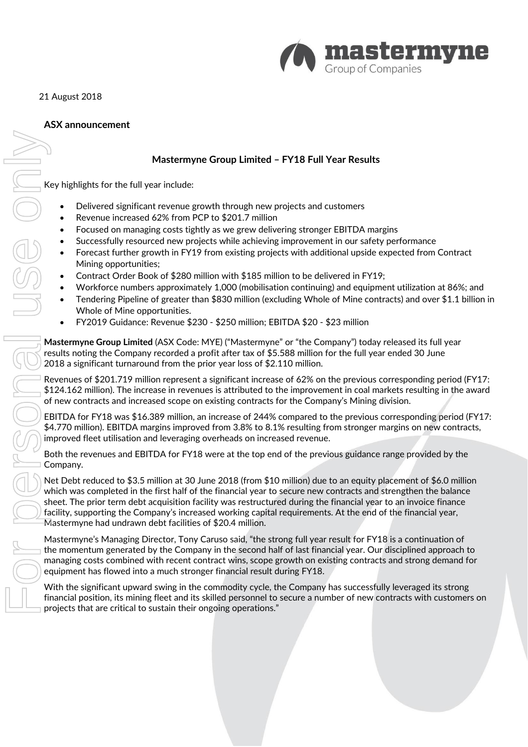mastermyne
Group of Companies

21 August 2018

**ASX announcement**

## Mastermyne Group Limited – FY18 Full Year Results

Key highlights for the full year include:

- Delivered significant revenue growth through new projects and customers
- Revenue increased 62% from PCP to $201.7 million
- Focused on managing costs tightly as we grew delivering stronger EBITDA margins
- Successfully resourced new projects while achieving improvement in our safety performance
- Forecast further growth in FY19 from existing projects with additional upside expected from Contract Mining opportunities;
- Contract Order Book of $280 million with $185 million to be delivered in FY19;
- Workforce numbers approximately 1,000 (mobilisation continuing) and equipment utilization at 86%; and
- Tendering Pipeline of greater than $830 million (excluding Whole of Mine contracts) and over $1.1 billion in Whole of Mine opportunities.
- FY2019 Guidance: Revenue $230 - $250 million; EBITDA $20 - $23 million

**Mastermyne Group Limited** (ASX Code: MYE) ("Mastermyne" or "the Company") today released its full year results noting the Company recorded a profit after tax of $5.588 million for the full year ended 30 June 2018 a significant turnaround from the prior year loss of $2.110 million.

Revenues of $201.719 million represent a significant increase of 62% on the previous corresponding period (FY17: $124.162 million). The increase in revenues is attributed to the improvement in coal markets resulting in the award of new contracts and increased scope on existing contracts for the Company's Mining division.

EBITDA for FY18 was $16.389 million, an increase of 244% compared to the previous corresponding period (FY17: $4.770 million). EBITDA margins improved from 3.8% to 8.1% resulting from stronger margins on new contracts, improved fleet utilisation and leveraging overheads on increased revenue.

Both the revenues and EBITDA for FY18 were at the top end of the previous guidance range provided by the Company.

Net Debt reduced to $3.5 million at 30 June 2018 (from $10 million) due to an equity placement of $6.0 million which was completed in the first half of the financial year to secure new contracts and strengthen the balance sheet. The prior term debt acquisition facility was restructured during the financial year to an invoice finance facility, supporting the Company's increased working capital requirements. At the end of the financial year, Mastermyne had undrawn debt facilities of $20.4 million.

Mastermyne's Managing Director, Tony Caruso said, "the strong full year result for FY18 is a continuation of the momentum generated by the Company in the second half of last financial year. Our disciplined approach to managing costs combined with recent contract wins, scope growth on existing contracts and strong demand for equipment has flowed into a much stronger financial result during FY18.

With the significant upward swing in the commodity cycle, the Company has successfully leveraged its strong financial position, its mining fleet and its skilled personnel to secure a number of new contracts with customers on projects that are critical to sustain their ongoing operations."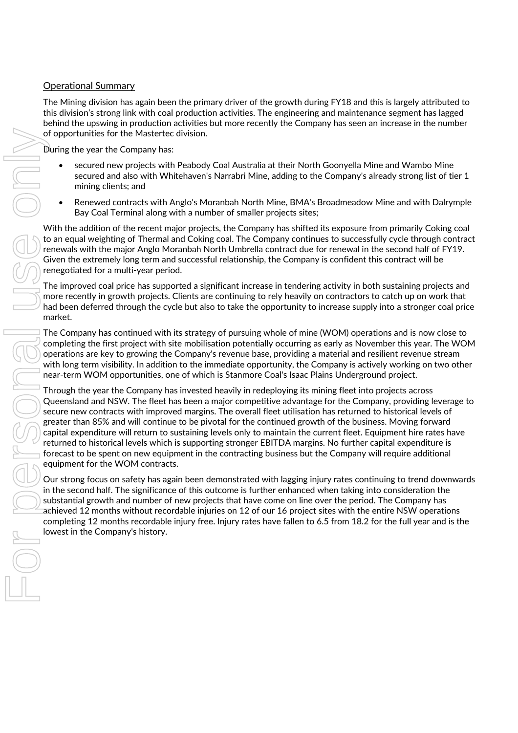Operational Summary

The Mining division has again been the primary driver of the growth during FY18 and this is largely attributed to this division's strong link with coal production activities. The engineering and maintenance segment has lagged behind the upswing in production activities but more recently the Company has seen an increase in the number of opportunities for the Mastertec division.

During the year the Company has:

- secured new projects with Peabody Coal Australia at their North Goonyella Mine and Wambo Mine secured and also with Whitehaven's Narrabri Mine, adding to the Company's already strong list of tier 1 mining clients; and
- Renewed contracts with Anglo's Moranbah North Mine, BMA's Broadmeadow Mine and with Dalrymple Bay Coal Terminal along with a number of smaller projects sites;

With the addition of the recent major projects, the Company has shifted its exposure from primarily Coking coal to an equal weighting of Thermal and Coking coal. The Company continues to successfully cycle through contract renewals with the major Anglo Moranbah North Umbrella contract due for renewal in the second half of FY19. Given the extremely long term and successful relationship, the Company is confident this contract will be renegotiated for a multi-year period.

The improved coal price has supported a significant increase in tendering activity in both sustaining projects and more recently in growth projects. Clients are continuing to rely heavily on contractors to catch up on work that had been deferred through the cycle but also to take the opportunity to increase supply into a stronger coal price market.

The Company has continued with its strategy of pursuing whole of mine (WOM) operations and is now close to completing the first project with site mobilisation potentially occurring as early as November this year. The WOM operations are key to growing the Company's revenue base, providing a material and resilient revenue stream with long term visibility. In addition to the immediate opportunity, the Company is actively working on two other near-term WOM opportunities, one of which is Stanmore Coal's Isaac Plains Underground project.

Through the year the Company has invested heavily in redeploying its mining fleet into projects across Queensland and NSW. The fleet has been a major competitive advantage for the Company, providing leverage to secure new contracts with improved margins. The overall fleet utilisation has returned to historical levels of greater than 85% and will continue to be pivotal for the continued growth of the business. Moving forward capital expenditure will return to sustaining levels only to maintain the current fleet. Equipment hire rates have returned to historical levels which is supporting stronger EBITDA margins. No further capital expenditure is forecast to be spent on new equipment in the contracting business but the Company will require additional equipment for the WOM contracts.

Our strong focus on safety has again been demonstrated with lagging injury rates continuing to trend downwards in the second half. The significance of this outcome is further enhanced when taking into consideration the substantial growth and number of new projects that have come on line over the period. The Company has achieved 12 months without recordable injuries on 12 of our 16 project sites with the entire NSW operations completing 12 months recordable injury free. Injury rates have fallen to 6.5 from 18.2 for the full year and is the lowest in the Company's history.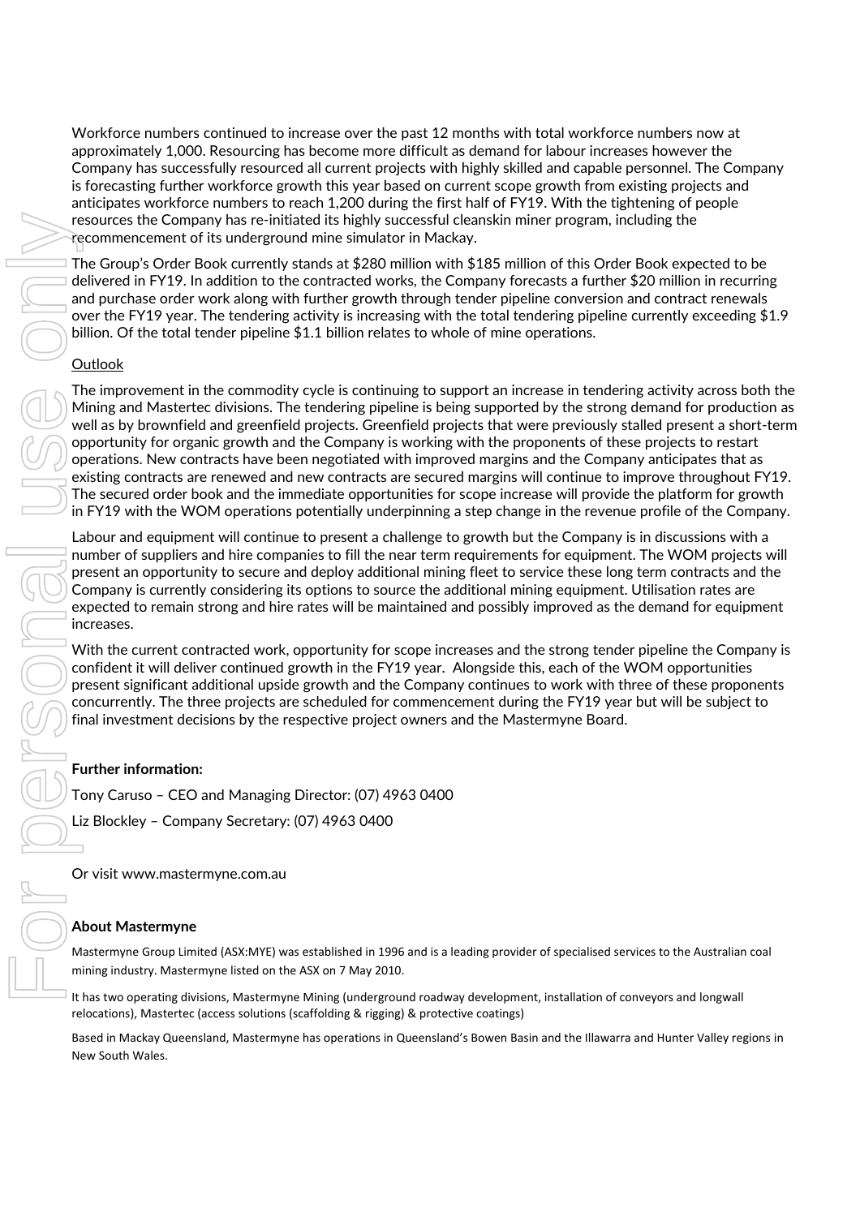Workforce numbers continued to increase over the past 12 months with total workforce numbers now at approximately 1,000. Resourcing has become more difficult as demand for labour increases however the Company has successfully resourced all current projects with highly skilled and capable personnel. The Company is forecasting further workforce growth this year based on current scope growth from existing projects and anticipates workforce numbers to reach 1,200 during the first half of FY19. With the tightening of people resources the Company has re-initiated its highly successful cleanskin miner program, including the recommencement of its underground mine simulator in Mackay.

The Group's Order Book currently stands at $280 million with $185 million of this Order Book expected to be delivered in FY19. In addition to the contracted works, the Company forecasts a further $20 million in recurring and purchase order work along with further growth through tender pipeline conversion and contract renewals over the FY19 year. The tendering activity is increasing with the total tendering pipeline currently exceeding $1.9 billion. Of the total tender pipeline $1.1 billion relates to whole of mine operations.

Outlook

The improvement in the commodity cycle is continuing to support an increase in tendering activity across both the Mining and Mastertec divisions. The tendering pipeline is being supported by the strong demand for production as well as by brownfield and greenfield projects. Greenfield projects that were previously stalled present a short-term opportunity for organic growth and the Company is working with the proponents of these projects to restart operations. New contracts have been negotiated with improved margins and the Company anticipates that as existing contracts are renewed and new contracts are secured margins will continue to improve throughout FY19. The secured order book and the immediate opportunities for scope increase will provide the platform for growth in FY19 with the WOM operations potentially underpinning a step change in the revenue profile of the Company.

Labour and equipment will continue to present a challenge to growth but the Company is in discussions with a number of suppliers and hire companies to fill the near term requirements for equipment. The WOM projects will present an opportunity to secure and deploy additional mining fleet to service these long term contracts and the Company is currently considering its options to source the additional mining equipment. Utilisation rates are expected to remain strong and hire rates will be maintained and possibly improved as the demand for equipment increases.

With the current contracted work, opportunity for scope increases and the strong tender pipeline the Company is confident it will deliver continued growth in the FY19 year. Alongside this, each of the WOM opportunities present significant additional upside growth and the Company continues to work with three of these proponents concurrently. The three projects are scheduled for commencement during the FY19 year but will be subject to final investment decisions by the respective project owners and the Mastermyne Board.

**Further information:**

Tony Caruso – CEO and Managing Director: (07) 4963 0400

Liz Blockley – Company Secretary: (07) 4963 0400

Or visit www.mastermyne.com.au

**About Mastermyne**

Mastermyne Group Limited (ASX:MYE) was established in 1996 and is a leading provider of specialised services to the Australian coal mining industry. Mastermyne listed on the ASX on 7 May 2010.

It has two operating divisions, Mastermyne Mining (underground roadway development, installation of conveyors and longwall relocations), Mastertec (access solutions (scaffolding & rigging) & protective coatings)

Based in Mackay Queensland, Mastermyne has operations in Queensland's Bowen Basin and the Illawarra and Hunter Valley regions in New South Wales.